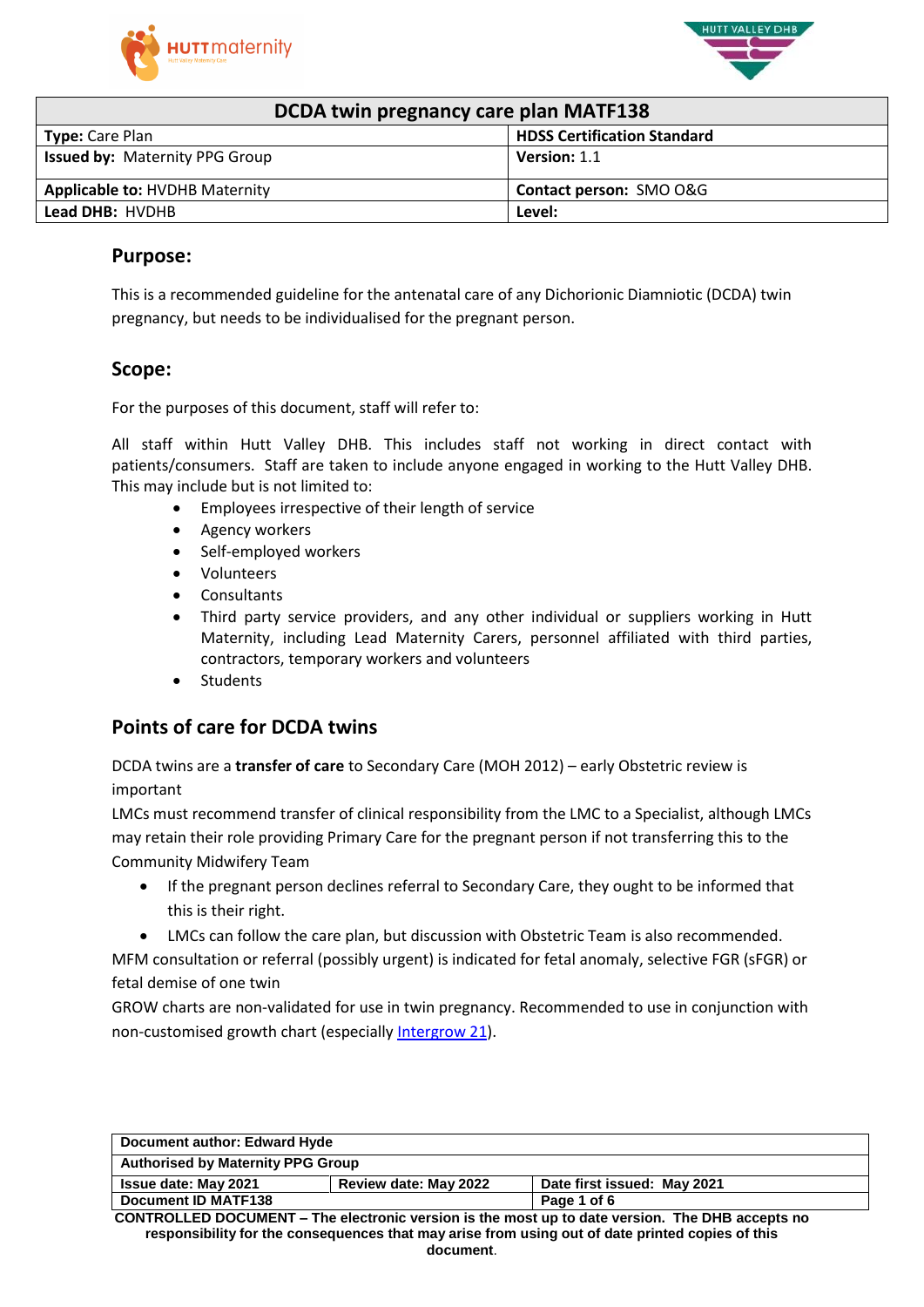| DCDA twin pregnancy care plan MATF138 | |
|---|---|
| **Type:** Care Plan | **HDSS Certification Standard** |
| **Issued by:** Maternity PPG Group | **Version:** 1.1 |
| **Applicable to:** HVDHB Maternity | **Contact person:** SMO O&G |
| **Lead DHB:** HVDHB | **Level:** |

## Purpose:

This is a recommended guideline for the antenatal care of any Dichorionic Diamniotic (DCDA) twin pregnancy, but needs to be individualised for the pregnant person.

## Scope:

For the purposes of this document, staff will refer to:

All staff within Hutt Valley DHB. This includes staff not working in direct contact with patients/consumers. Staff are taken to include anyone engaged in working to the Hutt Valley DHB. This may include but is not limited to:

- Employees irrespective of their length of service
- Agency workers
- Self-employed workers
- Volunteers
- Consultants
- Third party service providers, and any other individual or suppliers working in Hutt Maternity, including Lead Maternity Carers, personnel affiliated with third parties, contractors, temporary workers and volunteers
- Students

## Points of care for DCDA twins

DCDA twins are a **transfer of care** to Secondary Care (MOH 2012) – early Obstetric review is important

LMCs must recommend transfer of clinical responsibility from the LMC to a Specialist, although LMCs may retain their role providing Primary Care for the pregnant person if not transferring this to the Community Midwifery Team

- If the pregnant person declines referral to Secondary Care, they ought to be informed that this is their right.
- LMCs can follow the care plan, but discussion with Obstetric Team is also recommended.

MFM consultation or referral (possibly urgent) is indicated for fetal anomaly, selective FGR (sFGR) or fetal demise of one twin

GROW charts are non-validated for use in twin pregnancy. Recommended to use in conjunction with non-customised growth chart (especially Intergrow 21).

| **Document author: Edward Hyde** | | |
|---|---|---|
| **Authorised by Maternity PPG Group** | | |
| **Issue date: May 2021** | **Review date: May 2022** | **Date first issued: May 2021** |
| **Document ID MATF138** | | |

**CONTROLLED DOCUMENT – The electronic version is the most up to date version. The DHB accepts no responsibility for the consequences that may arise from using out of date printed copies of this document.**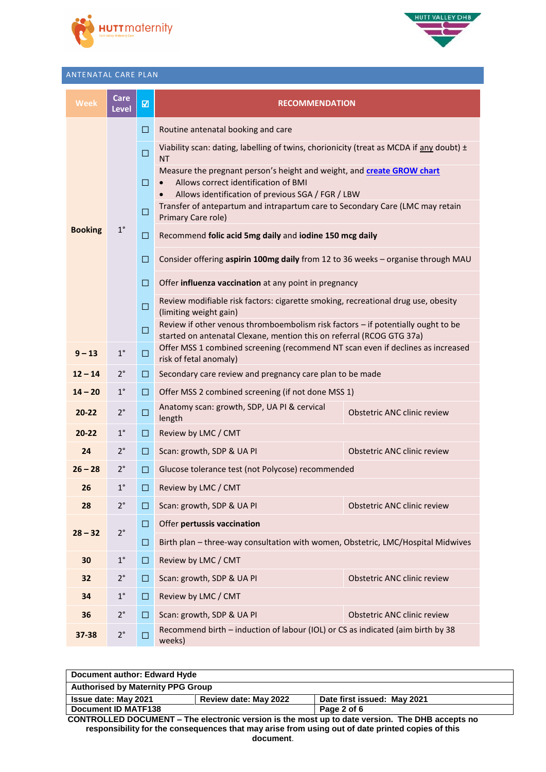## ANTENATAL CARE PLAN

| Week | Care Level | ☑ | RECOMMENDATION | |
|---|---|---|---|---|
| Booking | 1° | ☐ | Routine antenatal booking and care | |
| | | ☐ | Viability scan: dating, labelling of twins, chorionicity (treat as MCDA if any doubt) ± NT | |
| | | ☐ | Measure the pregnant person's height and weight, and **create GROW chart**<br>• Allows correct identification of BMI<br>• Allows identification of previous SGA / FGR / LBW | |
| | | ☐ | Transfer of antepartum and intrapartum care to Secondary Care (LMC may retain Primary Care role) | |
| | | ☐ | Recommend **folic acid 5mg daily** and **iodine 150 mcg daily** | |
| | | ☐ | Consider offering **aspirin 100mg daily** from 12 to 36 weeks – organise through MAU | |
| | | ☐ | Offer **influenza vaccination** at any point in pregnancy | |
| | | ☐ | Review modifiable risk factors: cigarette smoking, recreational drug use, obesity (limiting weight gain) | |
| | | ☐ | Review if other venous thromboembolism risk factors – if potentially ought to be started on antenatal Clexane, mention this on referral (RCOG GTG 37a) | |
| 9 – 13 | 1° | ☐ | Offer MSS 1 combined screening (recommend NT scan even if declines as increased risk of fetal anomaly) | |
| 12 – 14 | 2° | ☐ | Secondary care review and pregnancy care plan to be made | |
| 14 – 20 | 1° | ☐ | Offer MSS 2 combined screening (if not done MSS 1) | |
| 20-22 | 2° | ☐ | Anatomy scan: growth, SDP, UA PI & cervical length | Obstetric ANC clinic review |
| 20-22 | 1° | ☐ | Review by LMC / CMT | |
| 24 | 2° | ☐ | Scan: growth, SDP & UA PI | Obstetric ANC clinic review |
| 26 – 28 | 2° | ☐ | Glucose tolerance test (not Polycose) recommended | |
| 26 | 1° | ☐ | Review by LMC / CMT | |
| 28 | 2° | ☐ | Scan: growth, SDP & UA PI | Obstetric ANC clinic review |
| 28 – 32 | 2° | ☐ | Offer **pertussis vaccination** | |
| | | ☐ | Birth plan – three-way consultation with women, Obstetric, LMC/Hospital Midwives | |
| 30 | 1° | ☐ | Review by LMC / CMT | |
| 32 | 2° | ☐ | Scan: growth, SDP & UA PI | Obstetric ANC clinic review |
| 34 | 1° | ☐ | Review by LMC / CMT | |
| 36 | 2° | ☐ | Scan: growth, SDP & UA PI | Obstetric ANC clinic review |
| 37-38 | 2° | ☐ | Recommend birth – induction of labour (IOL) or CS as indicated (aim birth by 38 weeks) | |

| Document author: Edward Hyde | | |
|---|---|---|
| Authorised by Maternity PPG Group | | |
| Issue date: May 2021 | Review date: May 2022 | Date first issued: May 2021 |
| Document ID MATF138 | | |

**CONTROLLED DOCUMENT – The electronic version is the most up to date version. The DHB accepts no responsibility for the consequences that may arise from using out of date printed copies of this document.**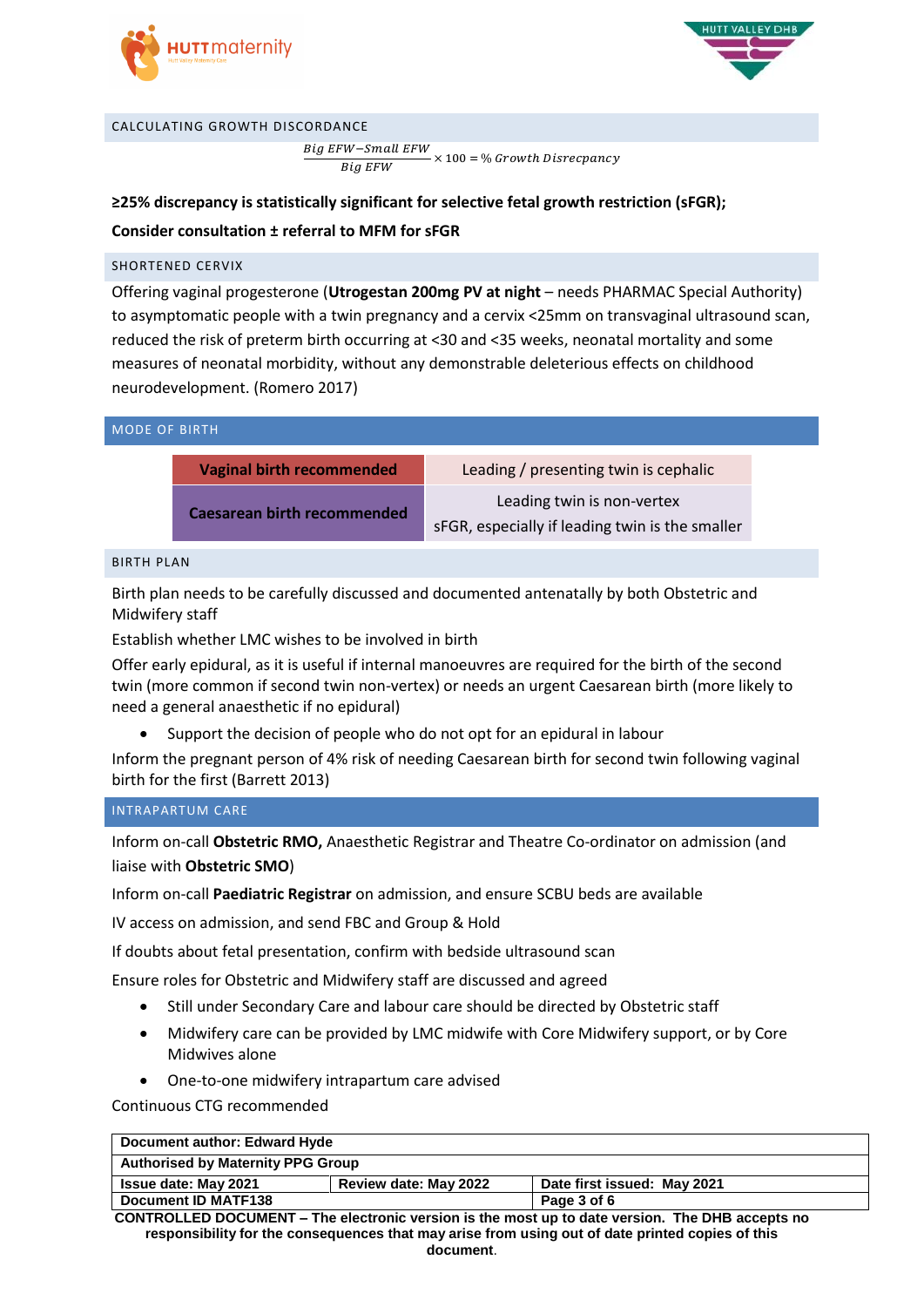## CALCULATING GROWTH DISCORDANCE

$$\frac{Big\ EFW - Small\ EFW}{Big\ EFW} \times 100 = \%\ Growth\ Disrecpancy$$

**≥25% discrepancy is statistically significant for selective fetal growth restriction (sFGR);**

**Consider consultation ± referral to MFM for sFGR**

## SHORTENED CERVIX

Offering vaginal progesterone (**Utrogestan 200mg PV at night** – needs PHARMAC Special Authority) to asymptomatic people with a twin pregnancy and a cervix <25mm on transvaginal ultrasound scan, reduced the risk of preterm birth occurring at <30 and <35 weeks, neonatal mortality and some measures of neonatal morbidity, without any demonstrable deleterious effects on childhood neurodevelopment. (Romero 2017)

## MODE OF BIRTH

| | |
|---|---|
| **Vaginal birth recommended** | Leading / presenting twin is cephalic |
| **Caesarean birth recommended** | Leading twin is non-vertex<br>sFGR, especially if leading twin is the smaller |

## BIRTH PLAN

Birth plan needs to be carefully discussed and documented antenatally by both Obstetric and Midwifery staff

Establish whether LMC wishes to be involved in birth

Offer early epidural, as it is useful if internal manoeuvres are required for the birth of the second twin (more common if second twin non-vertex) or needs an urgent Caesarean birth (more likely to need a general anaesthetic if no epidural)

- Support the decision of people who do not opt for an epidural in labour

Inform the pregnant person of 4% risk of needing Caesarean birth for second twin following vaginal birth for the first (Barrett 2013)

## INTRAPARTUM CARE

Inform on-call **Obstetric RMO,** Anaesthetic Registrar and Theatre Co-ordinator on admission (and liaise with **Obstetric SMO**)

Inform on-call **Paediatric Registrar** on admission, and ensure SCBU beds are available

IV access on admission, and send FBC and Group & Hold

If doubts about fetal presentation, confirm with bedside ultrasound scan

Ensure roles for Obstetric and Midwifery staff are discussed and agreed

- Still under Secondary Care and labour care should be directed by Obstetric staff
- Midwifery care can be provided by LMC midwife with Core Midwifery support, or by Core Midwives alone
- One-to-one midwifery intrapartum care advised

Continuous CTG recommended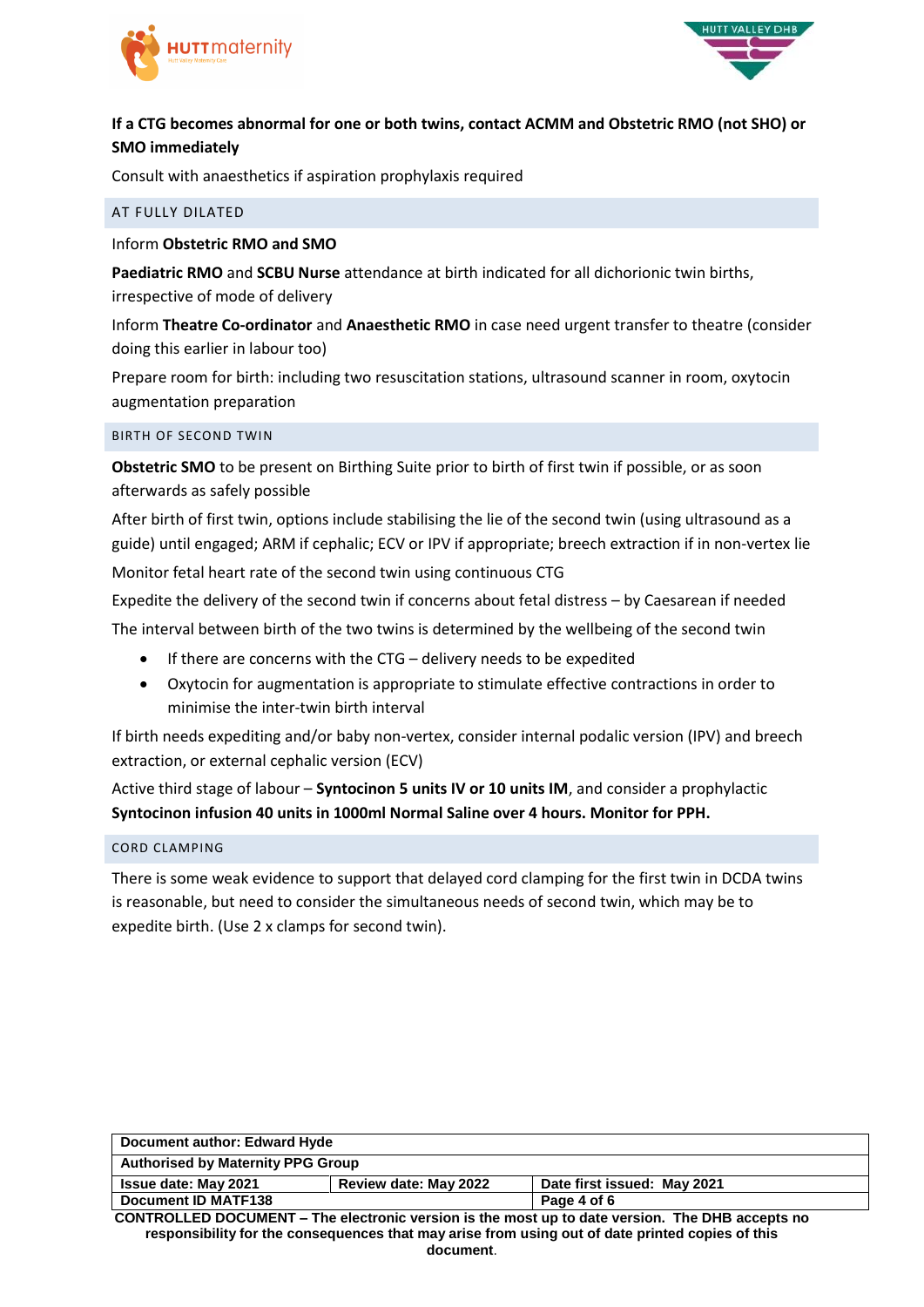**If a CTG becomes abnormal for one or both twins, contact ACMM and Obstetric RMO (not SHO) or SMO immediately**

Consult with anaesthetics if aspiration prophylaxis required

## AT FULLY DILATED

Inform **Obstetric RMO and SMO**

**Paediatric RMO** and **SCBU Nurse** attendance at birth indicated for all dichorionic twin births, irrespective of mode of delivery

Inform **Theatre Co-ordinator** and **Anaesthetic RMO** in case need urgent transfer to theatre (consider doing this earlier in labour too)

Prepare room for birth: including two resuscitation stations, ultrasound scanner in room, oxytocin augmentation preparation

## BIRTH OF SECOND TWIN

**Obstetric SMO** to be present on Birthing Suite prior to birth of first twin if possible, or as soon afterwards as safely possible

After birth of first twin, options include stabilising the lie of the second twin (using ultrasound as a guide) until engaged; ARM if cephalic; ECV or IPV if appropriate; breech extraction if in non-vertex lie

Monitor fetal heart rate of the second twin using continuous CTG

Expedite the delivery of the second twin if concerns about fetal distress – by Caesarean if needed

The interval between birth of the two twins is determined by the wellbeing of the second twin

- If there are concerns with the CTG – delivery needs to be expedited
- Oxytocin for augmentation is appropriate to stimulate effective contractions in order to minimise the inter-twin birth interval

If birth needs expediting and/or baby non-vertex, consider internal podalic version (IPV) and breech extraction, or external cephalic version (ECV)

Active third stage of labour – **Syntocinon 5 units IV or 10 units IM**, and consider a prophylactic **Syntocinon infusion 40 units in 1000ml Normal Saline over 4 hours. Monitor for PPH.**

## CORD CLAMPING

There is some weak evidence to support that delayed cord clamping for the first twin in DCDA twins is reasonable, but need to consider the simultaneous needs of second twin, which may be to expedite birth. (Use 2 x clamps for second twin).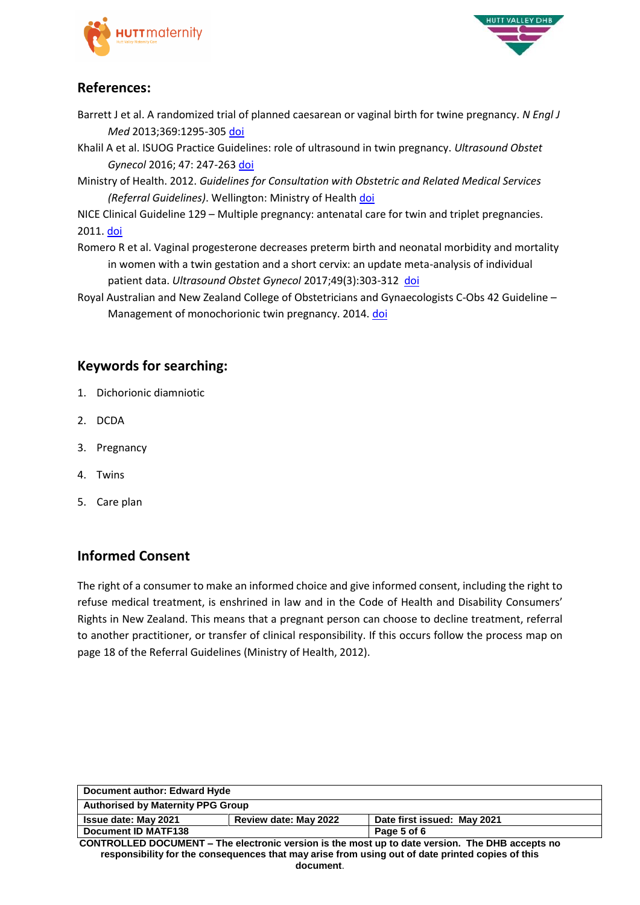## References:

Barrett J et al. A randomized trial of planned caesarean or vaginal birth for twine pregnancy. *N Engl J Med* 2013;369:1295-305 doi

Khalil A et al. ISUOG Practice Guidelines: role of ultrasound in twin pregnancy. *Ultrasound Obstet Gynecol* 2016; 47: 247-263 doi

Ministry of Health. 2012. *Guidelines for Consultation with Obstetric and Related Medical Services (Referral Guidelines)*. Wellington: Ministry of Health doi

NICE Clinical Guideline 129 – Multiple pregnancy: antenatal care for twin and triplet pregnancies. 2011. doi

Romero R et al. Vaginal progesterone decreases preterm birth and neonatal morbidity and mortality in women with a twin gestation and a short cervix: an update meta-analysis of individual patient data. *Ultrasound Obstet Gynecol* 2017;49(3):303-312 doi

Royal Australian and New Zealand College of Obstetricians and Gynaecologists C-Obs 42 Guideline – Management of monochorionic twin pregnancy. 2014. doi

## Keywords for searching:

1. Dichorionic diamniotic
2. DCDA
3. Pregnancy
4. Twins
5. Care plan

## Informed Consent

The right of a consumer to make an informed choice and give informed consent, including the right to refuse medical treatment, is enshrined in law and in the Code of Health and Disability Consumers' Rights in New Zealand. This means that a pregnant person can choose to decline treatment, referral to another practitioner, or transfer of clinical responsibility. If this occurs follow the process map on page 18 of the Referral Guidelines (Ministry of Health, 2012).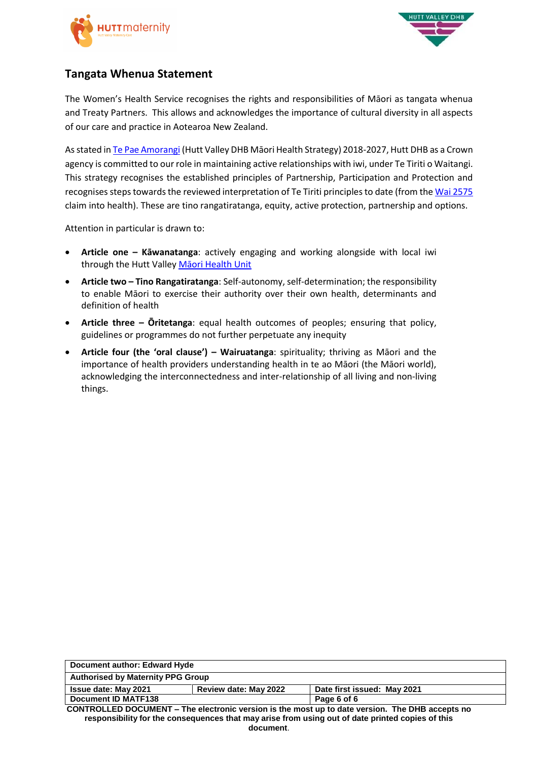## Tangata Whenua Statement

The Women's Health Service recognises the rights and responsibilities of Māori as tangata whenua and Treaty Partners. This allows and acknowledges the importance of cultural diversity in all aspects of our care and practice in Aotearoa New Zealand.

As stated in Te Pae Amorangi (Hutt Valley DHB Māori Health Strategy) 2018-2027, Hutt DHB as a Crown agency is committed to our role in maintaining active relationships with iwi, under Te Tiriti o Waitangi. This strategy recognises the established principles of Partnership, Participation and Protection and recognises steps towards the reviewed interpretation of Te Tiriti principles to date (from the Wai 2575 claim into health). These are tino rangatiratanga, equity, active protection, partnership and options.

Attention in particular is drawn to:

- **Article one – Kāwanatanga**: actively engaging and working alongside with local iwi through the Hutt Valley Māori Health Unit
- **Article two – Tino Rangatiratanga**: Self-autonomy, self-determination; the responsibility to enable Māori to exercise their authority over their own health, determinants and definition of health
- **Article three – Ōritetanga**: equal health outcomes of peoples; ensuring that policy, guidelines or programmes do not further perpetuate any inequity
- **Article four (the 'oral clause') – Wairuatanga**: spirituality; thriving as Māori and the importance of health providers understanding health in te ao Māori (the Māori world), acknowledging the interconnectedness and inter-relationship of all living and non-living things.

| | | |
|---|---|---|
| **Document author: Edward Hyde** | | |
| **Authorised by Maternity PPG Group** | | |
| **Issue date: May 2021** | **Review date: May 2022** | **Date first issued: May 2021** |
| **Document ID MATF138** | | |

**CONTROLLED DOCUMENT – The electronic version is the most up to date version. The DHB accepts no responsibility for the consequences that may arise from using out of date printed copies of this document.**